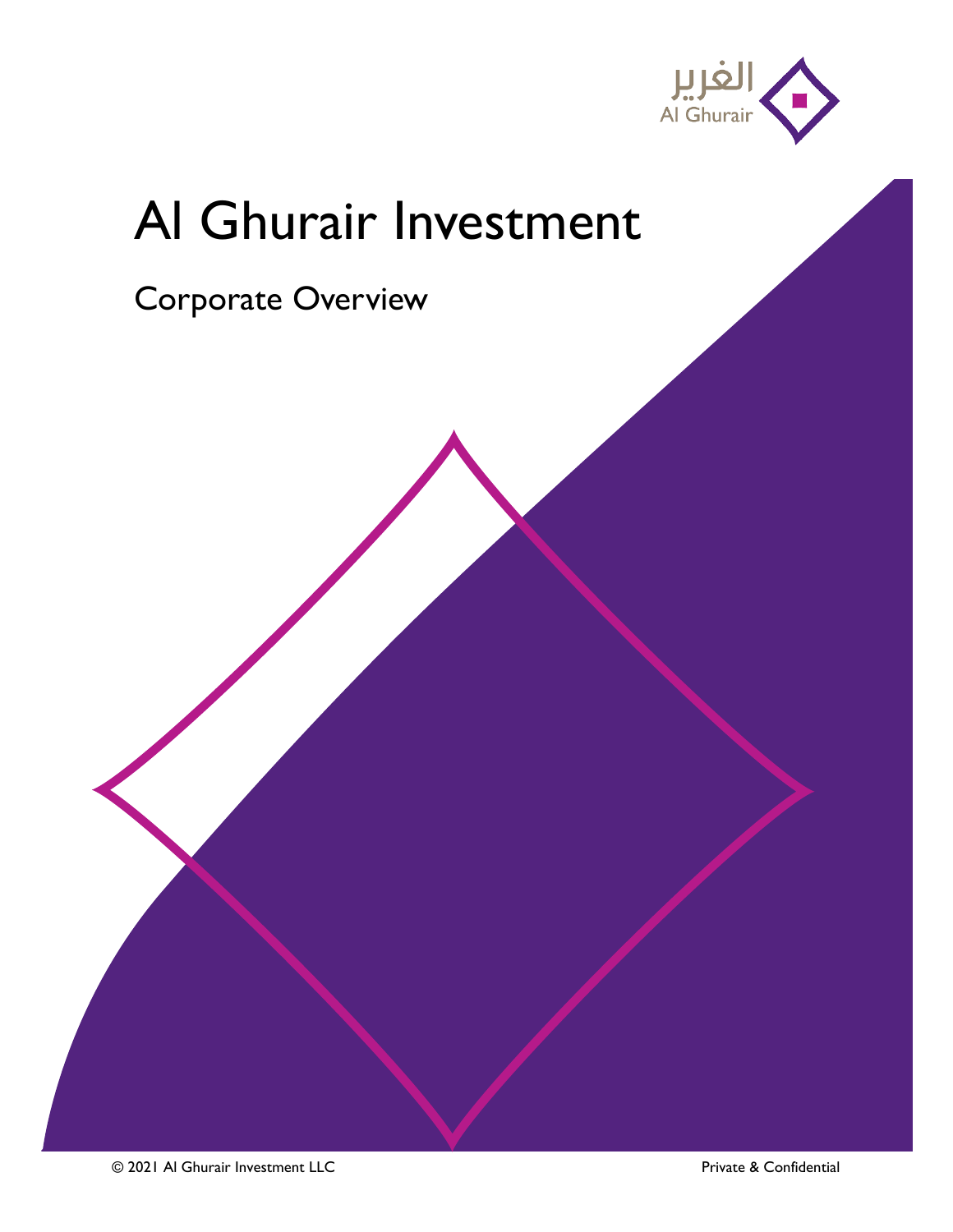الغرير
Al Ghurair

# Al Ghurair Investment

## Corporate Overview

© 2021 Al Ghurair Investment LLC

Private & Confidential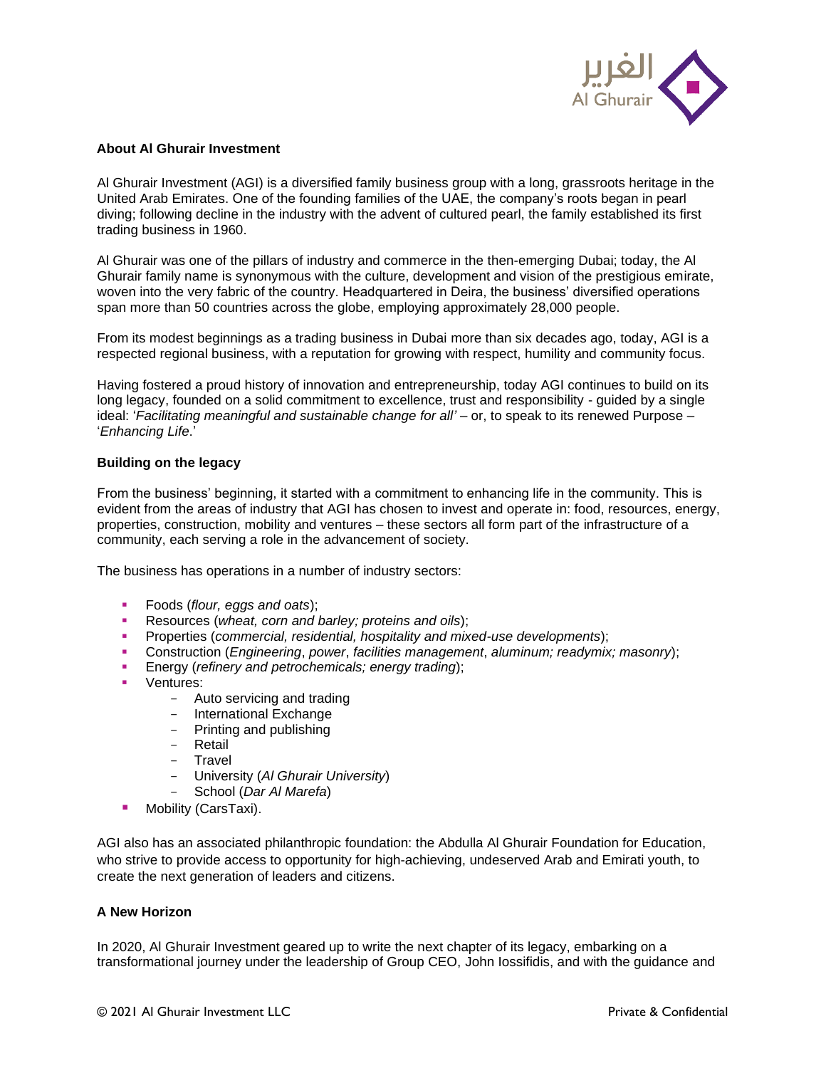### About Al Ghurair Investment

Al Ghurair Investment (AGI) is a diversified family business group with a long, grassroots heritage in the United Arab Emirates. One of the founding families of the UAE, the company's roots began in pearl diving; following decline in the industry with the advent of cultured pearl, the family established its first trading business in 1960.

Al Ghurair was one of the pillars of industry and commerce in the then-emerging Dubai; today, the Al Ghurair family name is synonymous with the culture, development and vision of the prestigious emirate, woven into the very fabric of the country. Headquartered in Deira, the business' diversified operations span more than 50 countries across the globe, employing approximately 28,000 people.

From its modest beginnings as a trading business in Dubai more than six decades ago, today, AGI is a respected regional business, with a reputation for growing with respect, humility and community focus.

Having fostered a proud history of innovation and entrepreneurship, today AGI continues to build on its long legacy, founded on a solid commitment to excellence, trust and responsibility - guided by a single ideal: '*Facilitating meaningful and sustainable change for all'* – or, to speak to its renewed Purpose – '*Enhancing Life*.'

### Building on the legacy

From the business' beginning, it started with a commitment to enhancing life in the community. This is evident from the areas of industry that AGI has chosen to invest and operate in: food, resources, energy, properties, construction, mobility and ventures – these sectors all form part of the infrastructure of a community, each serving a role in the advancement of society.

The business has operations in a number of industry sectors:

- Foods (*flour, eggs and oats*);
- Resources (*wheat, corn and barley; proteins and oils*);
- Properties (*commercial, residential, hospitality and mixed-use developments*);
- Construction (*Engineering*, *power*, *facilities management*, *aluminum; readymix; masonry*);
- Energy (*refinery and petrochemicals; energy trading*);
- Ventures:
  - Auto servicing and trading
  - International Exchange
  - Printing and publishing
  - Retail
  - Travel
  - University (*Al Ghurair University*)
  - School (*Dar Al Marefa*)
- Mobility (CarsTaxi).

AGI also has an associated philanthropic foundation: the Abdulla Al Ghurair Foundation for Education, who strive to provide access to opportunity for high-achieving, undeserved Arab and Emirati youth, to create the next generation of leaders and citizens.

### A New Horizon

In 2020, Al Ghurair Investment geared up to write the next chapter of its legacy, embarking on a transformational journey under the leadership of Group CEO, John Iossifidis, and with the guidance and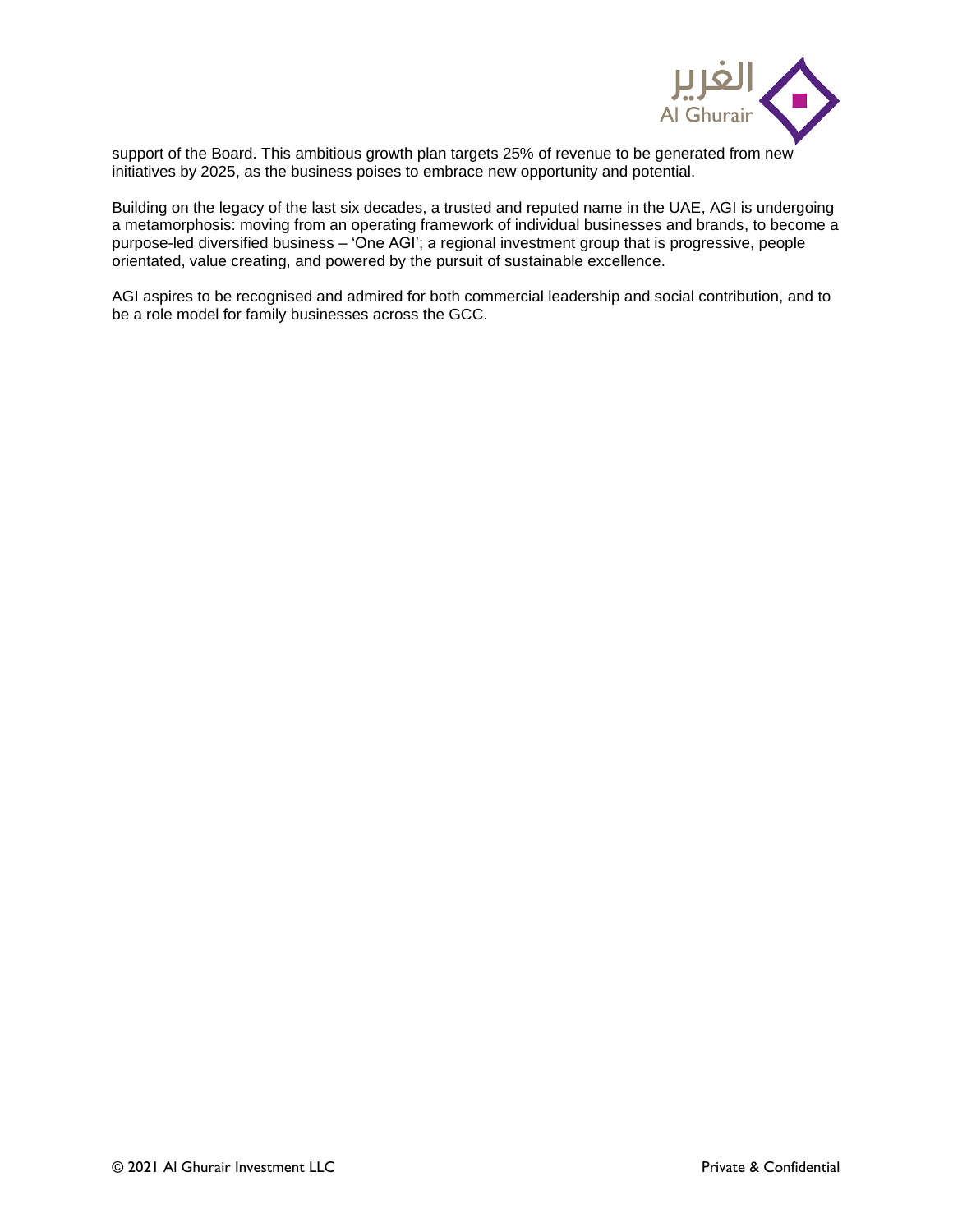support of the Board. This ambitious growth plan targets 25% of revenue to be generated from new initiatives by 2025, as the business poises to embrace new opportunity and potential.

Building on the legacy of the last six decades, a trusted and reputed name in the UAE, AGI is undergoing a metamorphosis: moving from an operating framework of individual businesses and brands, to become a purpose-led diversified business – 'One AGI'; a regional investment group that is progressive, people orientated, value creating, and powered by the pursuit of sustainable excellence.

AGI aspires to be recognised and admired for both commercial leadership and social contribution, and to be a role model for family businesses across the GCC.